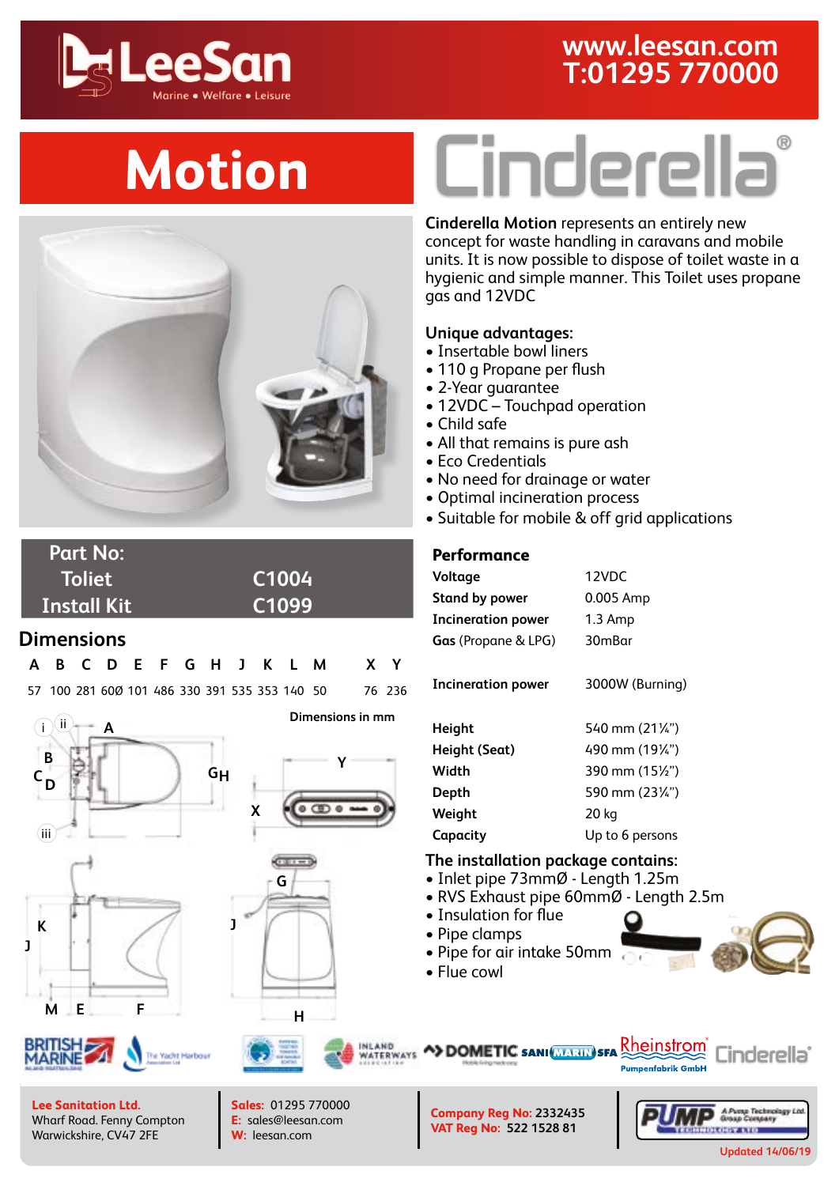# LeeSan

Marine • Welfare • Leisure

www.leesan.com
T:01295 770000

# Motion

# Cinderella®

**Cinderella Motion** represents an entirely new concept for waste handling in caravans and mobile units. It is now possible to dispose of toilet waste in a hygienic and simple manner. This Toilet uses propane gas and 12VDC

## Unique advantages:

- Insertable bowl liners
- 110 g Propane per flush
- 2-Year guarantee
- 12VDC – Touchpad operation
- Child safe
- All that remains is pure ash
- Eco Credentials
- No need for drainage or water
- Optimal incineration process
- Suitable for mobile & off grid applications

## Part No:

| | |
|---|---|
| Toliet | C1004 |
| Install Kit | C1099 |

## Dimensions

| A | B | C | D | E | F | G | H | J | K | L | M | X | Y |
|---|---|---|---|---|---|---|---|---|---|---|---|---|---|
| 57 | 100 | 281 | 60Ø | 101 | 486 | 330 | 391 | 535 | 353 | 140 | 50 | 76 | 236 |

Dimensions in mm

## Performance

| | |
|---|---|
| **Voltage** | 12VDC |
| **Stand by power** | 0.005 Amp |
| **Incineration power** | 1.3 Amp |
| **Gas** (Propane & LPG) | 30mBar |
| **Incineration power** | 3000W (Burning) |
| **Height** | 540 mm (21¼") |
| **Height (Seat)** | 490 mm (19¼") |
| **Width** | 390 mm (15½") |
| **Depth** | 590 mm (23¼") |
| **Weight** | 20 kg |
| **Capacity** | Up to 6 persons |

## The installation package contains:

- Inlet pipe 73mmØ - Length 1.25m
- RVS Exhaust pipe 60mmØ - Length 2.5m
- Insulation for flue
- Pipe clamps
- Pipe for air intake 50mm
- Flue cowl

**Lee Sanitation Ltd.**
Wharf Road. Fenny Compton
Warwickshire, CV47 2FE

**Sales:** 01295 770000
**E:** sales@leesan.com
**W:** leesan.com

**Company Reg No:** 2332435
**VAT Reg No:** 522 1528 81

Updated 14/06/19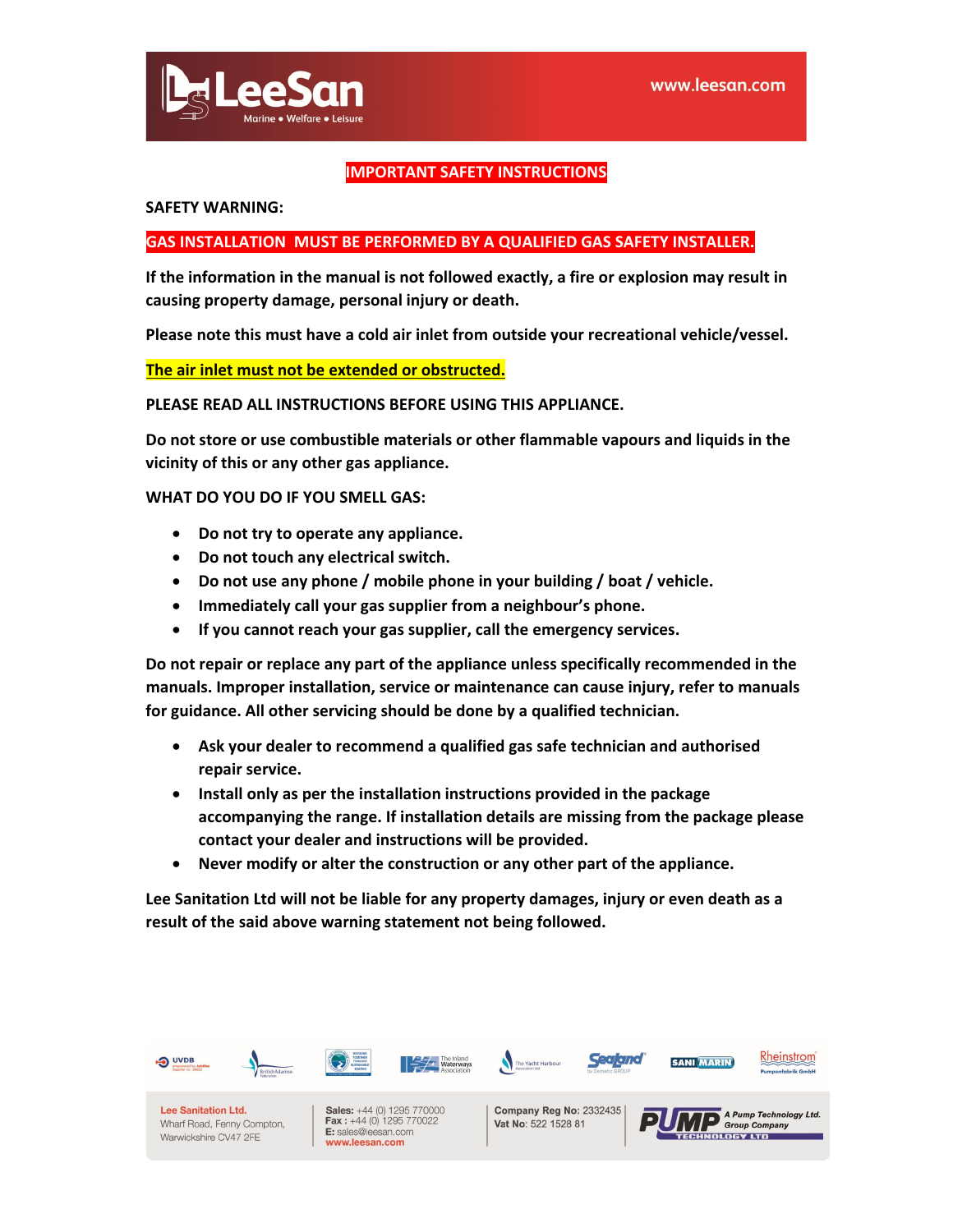## IMPORTANT SAFETY INSTRUCTIONS

**SAFETY WARNING:**

**GAS INSTALLATION MUST BE PERFORMED BY A QUALIFIED GAS SAFETY INSTALLER.**

**If the information in the manual is not followed exactly, a fire or explosion may result in causing property damage, personal injury or death.**

**Please note this must have a cold air inlet from outside your recreational vehicle/vessel.**

**The air inlet must not be extended or obstructed.**

**PLEASE READ ALL INSTRUCTIONS BEFORE USING THIS APPLIANCE.**

**Do not store or use combustible materials or other flammable vapours and liquids in the vicinity of this or any other gas appliance.**

**WHAT DO YOU DO IF YOU SMELL GAS:**

- **Do not try to operate any appliance.**
- **Do not touch any electrical switch.**
- **Do not use any phone / mobile phone in your building / boat / vehicle.**
- **Immediately call your gas supplier from a neighbour's phone.**
- **If you cannot reach your gas supplier, call the emergency services.**

**Do not repair or replace any part of the appliance unless specifically recommended in the manuals. Improper installation, service or maintenance can cause injury, refer to manuals for guidance. All other servicing should be done by a qualified technician.**

- **Ask your dealer to recommend a qualified gas safe technician and authorised repair service.**
- **Install only as per the installation instructions provided in the package accompanying the range. If installation details are missing from the package please contact your dealer and instructions will be provided.**
- **Never modify or alter the construction or any other part of the appliance.**

**Lee Sanitation Ltd will not be liable for any property damages, injury or even death as a result of the said above warning statement not being followed.**